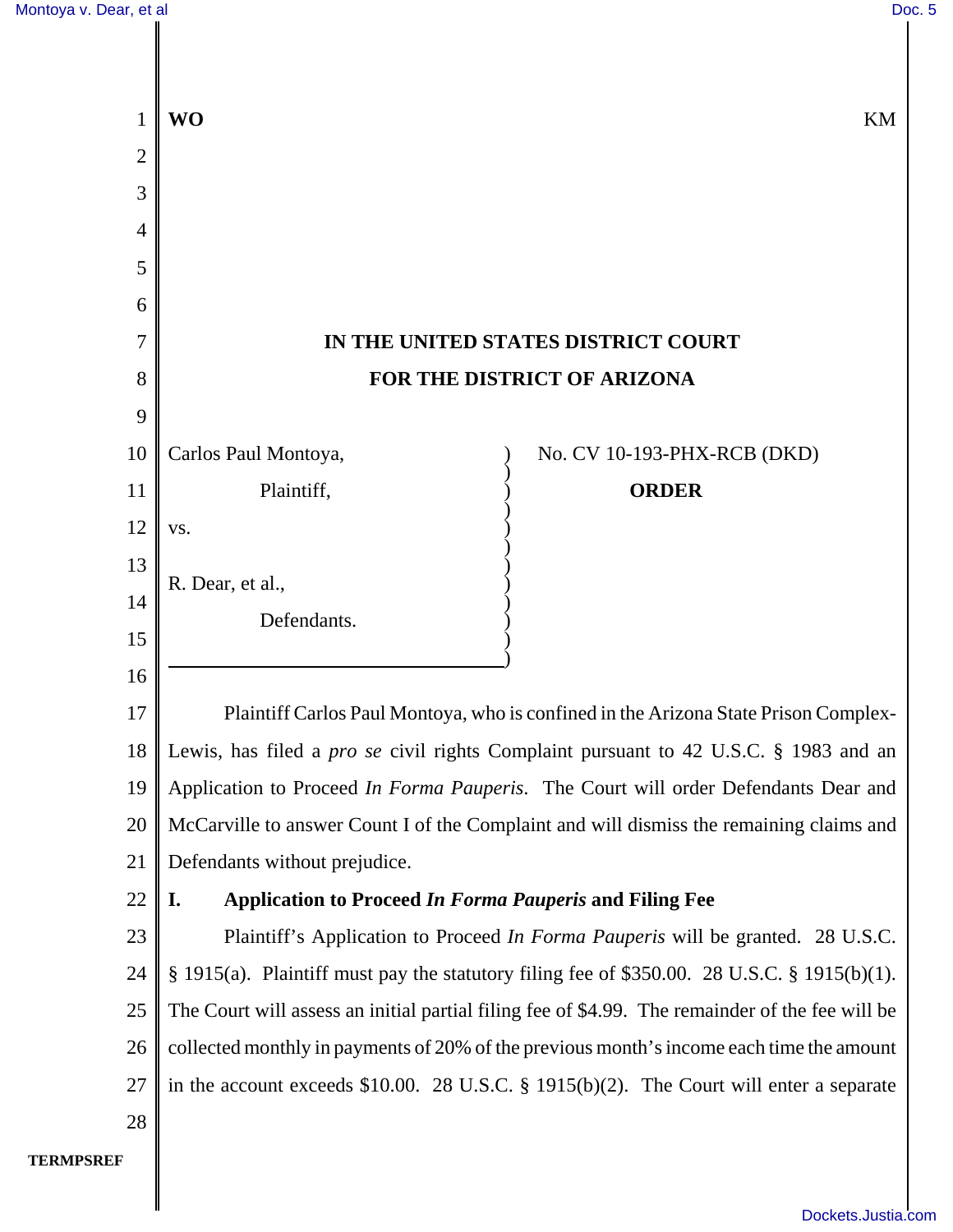**WO** KM

# IN THE UNITED STATES DISTRICT COURT
# FOR THE DISTRICT OF ARIZONA

Carlos Paul Montoya,

Plaintiff,

vs.

R. Dear, et al.,

Defendants.

No. CV 10-193-PHX-RCB (DKD)

**ORDER**

Plaintiff Carlos Paul Montoya, who is confined in the Arizona State Prison Complex-Lewis, has filed a *pro se* civil rights Complaint pursuant to 42 U.S.C. § 1983 and an Application to Proceed *In Forma Pauperis*. The Court will order Defendants Dear and McCarville to answer Count I of the Complaint and will dismiss the remaining claims and Defendants without prejudice.

## I. Application to Proceed *In Forma Pauperis* and Filing Fee

Plaintiff's Application to Proceed *In Forma Pauperis* will be granted. 28 U.S.C. § 1915(a). Plaintiff must pay the statutory filing fee of $350.00. 28 U.S.C. § 1915(b)(1). The Court will assess an initial partial filing fee of $4.99. The remainder of the fee will be collected monthly in payments of 20% of the previous month's income each time the amount in the account exceeds $10.00. 28 U.S.C. § 1915(b)(2). The Court will enter a separate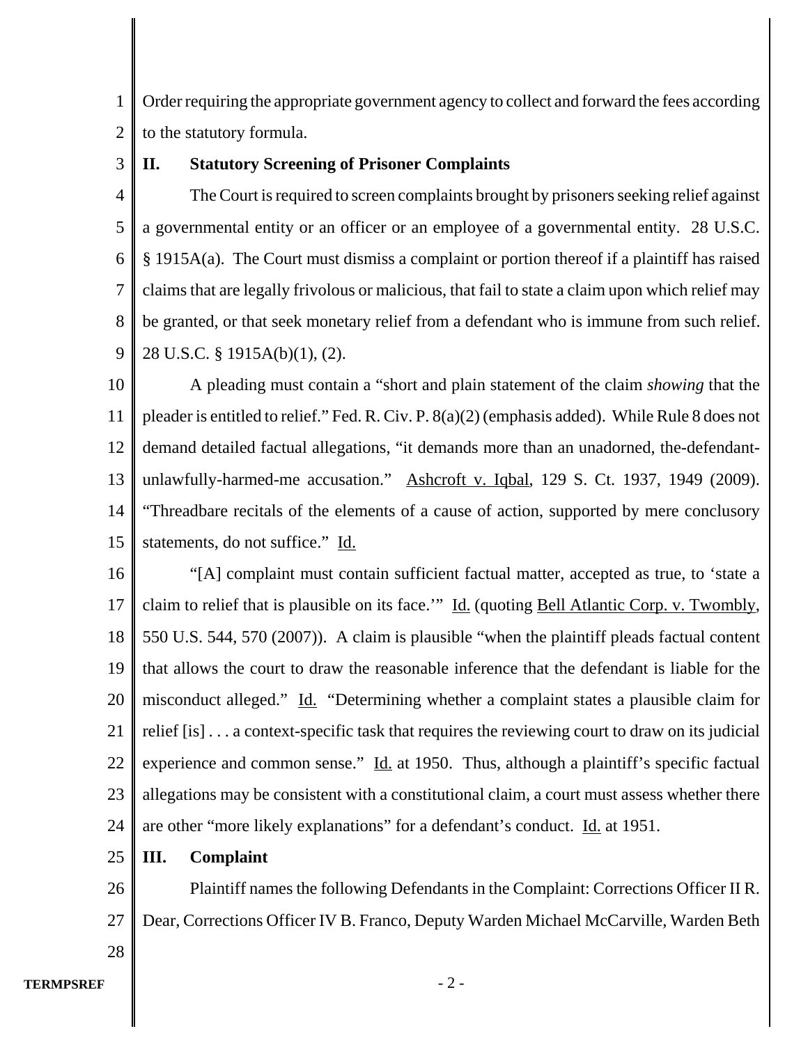Order requiring the appropriate government agency to collect and forward the fees according to the statutory formula.

## II. Statutory Screening of Prisoner Complaints

The Court is required to screen complaints brought by prisoners seeking relief against a governmental entity or an officer or an employee of a governmental entity. 28 U.S.C. § 1915A(a). The Court must dismiss a complaint or portion thereof if a plaintiff has raised claims that are legally frivolous or malicious, that fail to state a claim upon which relief may be granted, or that seek monetary relief from a defendant who is immune from such relief. 28 U.S.C. § 1915A(b)(1), (2).

A pleading must contain a "short and plain statement of the claim *showing* that the pleader is entitled to relief." Fed. R. Civ. P. 8(a)(2) (emphasis added). While Rule 8 does not demand detailed factual allegations, "it demands more than an unadorned, the-defendant-unlawfully-harmed-me accusation." Ashcroft v. Iqbal, 129 S. Ct. 1937, 1949 (2009). "Threadbare recitals of the elements of a cause of action, supported by mere conclusory statements, do not suffice." Id.

"[A] complaint must contain sufficient factual matter, accepted as true, to 'state a claim to relief that is plausible on its face.'" Id. (quoting Bell Atlantic Corp. v. Twombly, 550 U.S. 544, 570 (2007)). A claim is plausible "when the plaintiff pleads factual content that allows the court to draw the reasonable inference that the defendant is liable for the misconduct alleged." Id. "Determining whether a complaint states a plausible claim for relief [is] . . . a context-specific task that requires the reviewing court to draw on its judicial experience and common sense." Id. at 1950. Thus, although a plaintiff's specific factual allegations may be consistent with a constitutional claim, a court must assess whether there are other "more likely explanations" for a defendant's conduct. Id. at 1951.

## III. Complaint

Plaintiff names the following Defendants in the Complaint: Corrections Officer II R. Dear, Corrections Officer IV B. Franco, Deputy Warden Michael McCarville, Warden Beth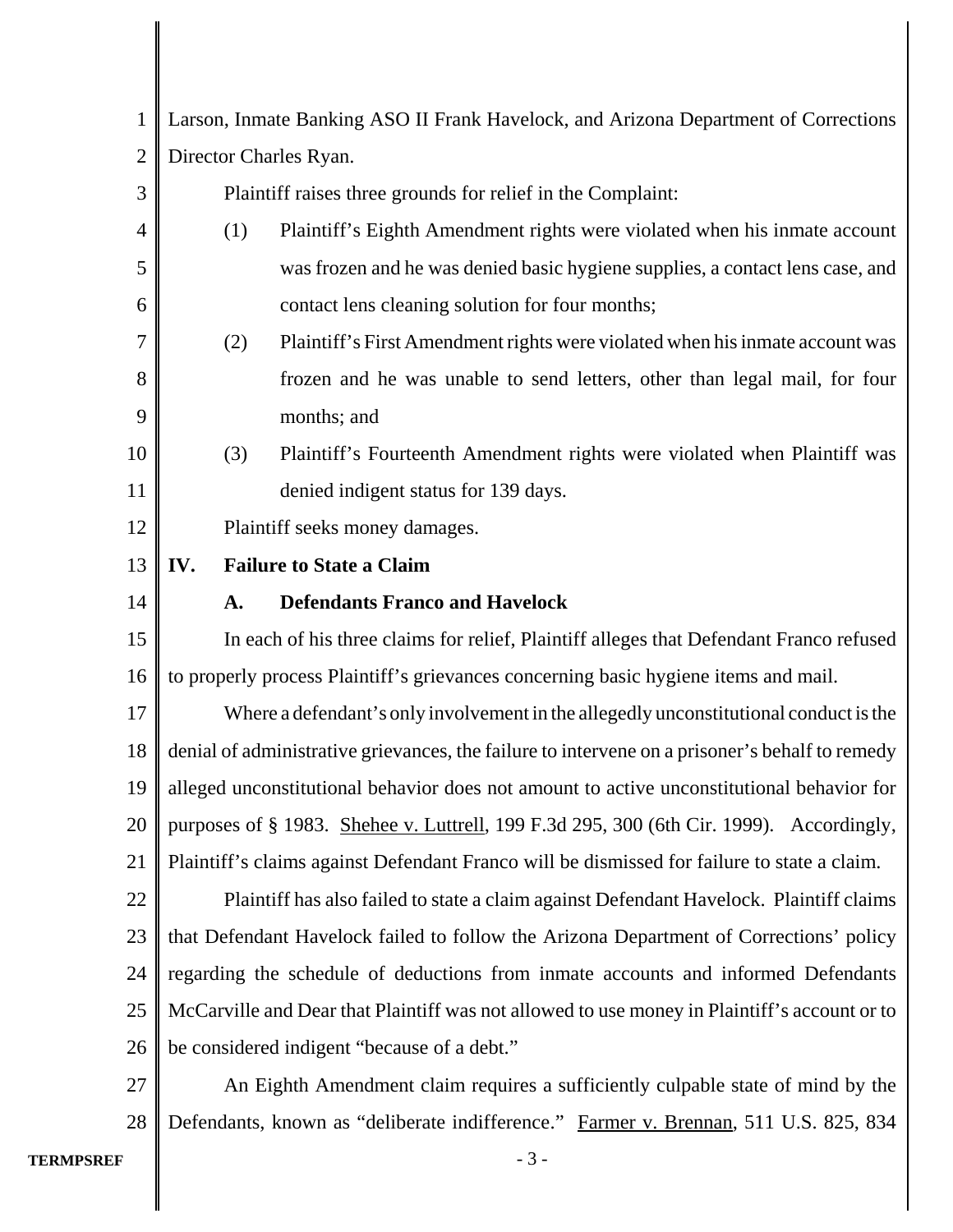Larson, Inmate Banking ASO II Frank Havelock, and Arizona Department of Corrections Director Charles Ryan.

Plaintiff raises three grounds for relief in the Complaint:

(1) Plaintiff's Eighth Amendment rights were violated when his inmate account was frozen and he was denied basic hygiene supplies, a contact lens case, and contact lens cleaning solution for four months;

(2) Plaintiff's First Amendment rights were violated when his inmate account was frozen and he was unable to send letters, other than legal mail, for four months; and

(3) Plaintiff's Fourteenth Amendment rights were violated when Plaintiff was denied indigent status for 139 days.

Plaintiff seeks money damages.

## IV. Failure to State a Claim

### A. Defendants Franco and Havelock

In each of his three claims for relief, Plaintiff alleges that Defendant Franco refused to properly process Plaintiff's grievances concerning basic hygiene items and mail.

Where a defendant's only involvement in the allegedly unconstitutional conduct is the denial of administrative grievances, the failure to intervene on a prisoner's behalf to remedy alleged unconstitutional behavior does not amount to active unconstitutional behavior for purposes of § 1983. Shehee v. Luttrell, 199 F.3d 295, 300 (6th Cir. 1999). Accordingly, Plaintiff's claims against Defendant Franco will be dismissed for failure to state a claim.

Plaintiff has also failed to state a claim against Defendant Havelock. Plaintiff claims that Defendant Havelock failed to follow the Arizona Department of Corrections' policy regarding the schedule of deductions from inmate accounts and informed Defendants McCarville and Dear that Plaintiff was not allowed to use money in Plaintiff's account or to be considered indigent "because of a debt."

An Eighth Amendment claim requires a sufficiently culpable state of mind by the Defendants, known as "deliberate indifference." Farmer v. Brennan, 511 U.S. 825, 834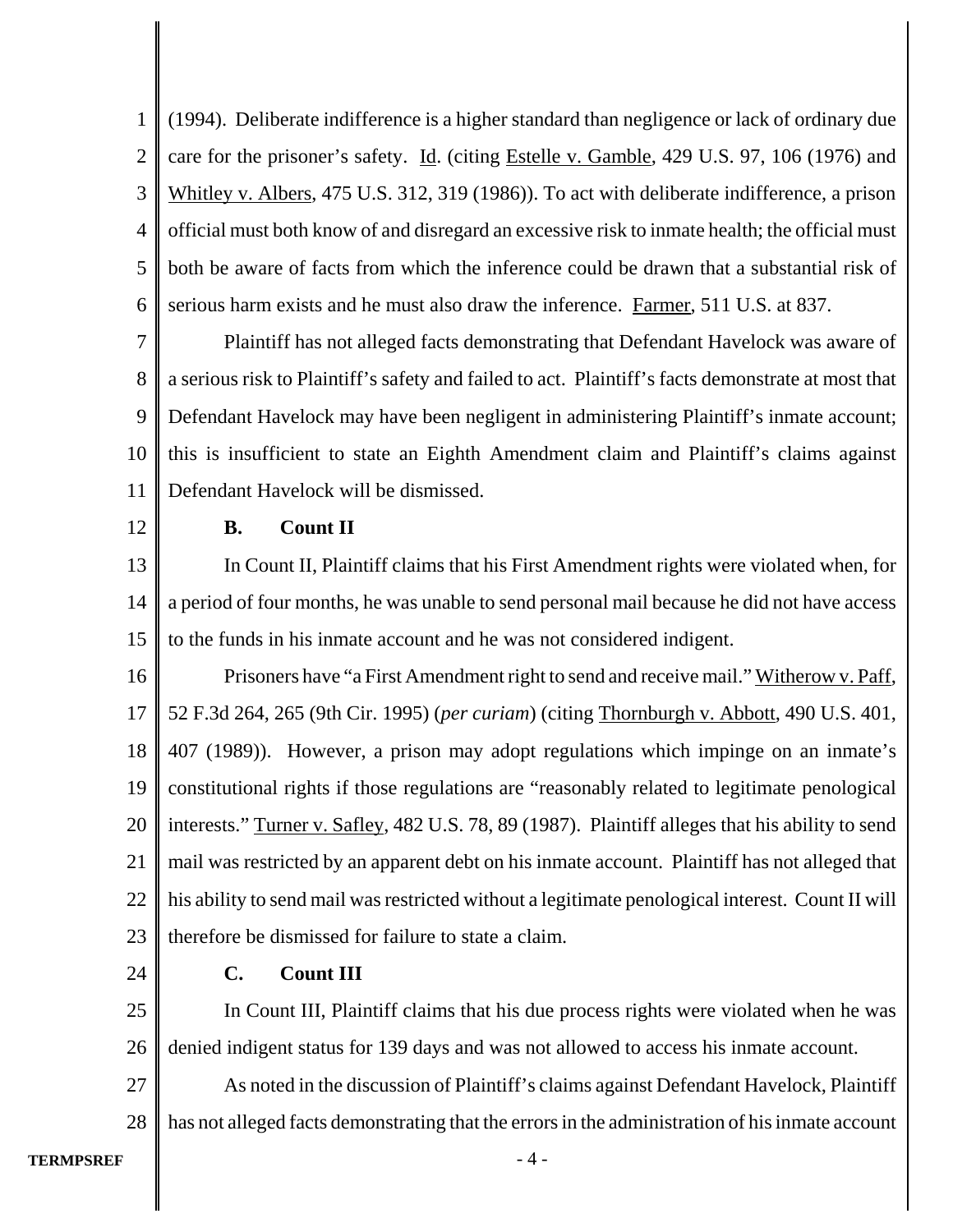(1994). Deliberate indifference is a higher standard than negligence or lack of ordinary due care for the prisoner's safety. Id. (citing Estelle v. Gamble, 429 U.S. 97, 106 (1976) and Whitley v. Albers, 475 U.S. 312, 319 (1986)). To act with deliberate indifference, a prison official must both know of and disregard an excessive risk to inmate health; the official must both be aware of facts from which the inference could be drawn that a substantial risk of serious harm exists and he must also draw the inference. Farmer, 511 U.S. at 837.

Plaintiff has not alleged facts demonstrating that Defendant Havelock was aware of a serious risk to Plaintiff's safety and failed to act. Plaintiff's facts demonstrate at most that Defendant Havelock may have been negligent in administering Plaintiff's inmate account; this is insufficient to state an Eighth Amendment claim and Plaintiff's claims against Defendant Havelock will be dismissed.

**B. Count II**

In Count II, Plaintiff claims that his First Amendment rights were violated when, for a period of four months, he was unable to send personal mail because he did not have access to the funds in his inmate account and he was not considered indigent.

Prisoners have "a First Amendment right to send and receive mail." Witherow v. Paff, 52 F.3d 264, 265 (9th Cir. 1995) (*per curiam*) (citing Thornburgh v. Abbott, 490 U.S. 401, 407 (1989)). However, a prison may adopt regulations which impinge on an inmate's constitutional rights if those regulations are "reasonably related to legitimate penological interests." Turner v. Safley, 482 U.S. 78, 89 (1987). Plaintiff alleges that his ability to send mail was restricted by an apparent debt on his inmate account. Plaintiff has not alleged that his ability to send mail was restricted without a legitimate penological interest. Count II will therefore be dismissed for failure to state a claim.

**C. Count III**

In Count III, Plaintiff claims that his due process rights were violated when he was denied indigent status for 139 days and was not allowed to access his inmate account.

As noted in the discussion of Plaintiff's claims against Defendant Havelock, Plaintiff has not alleged facts demonstrating that the errors in the administration of his inmate account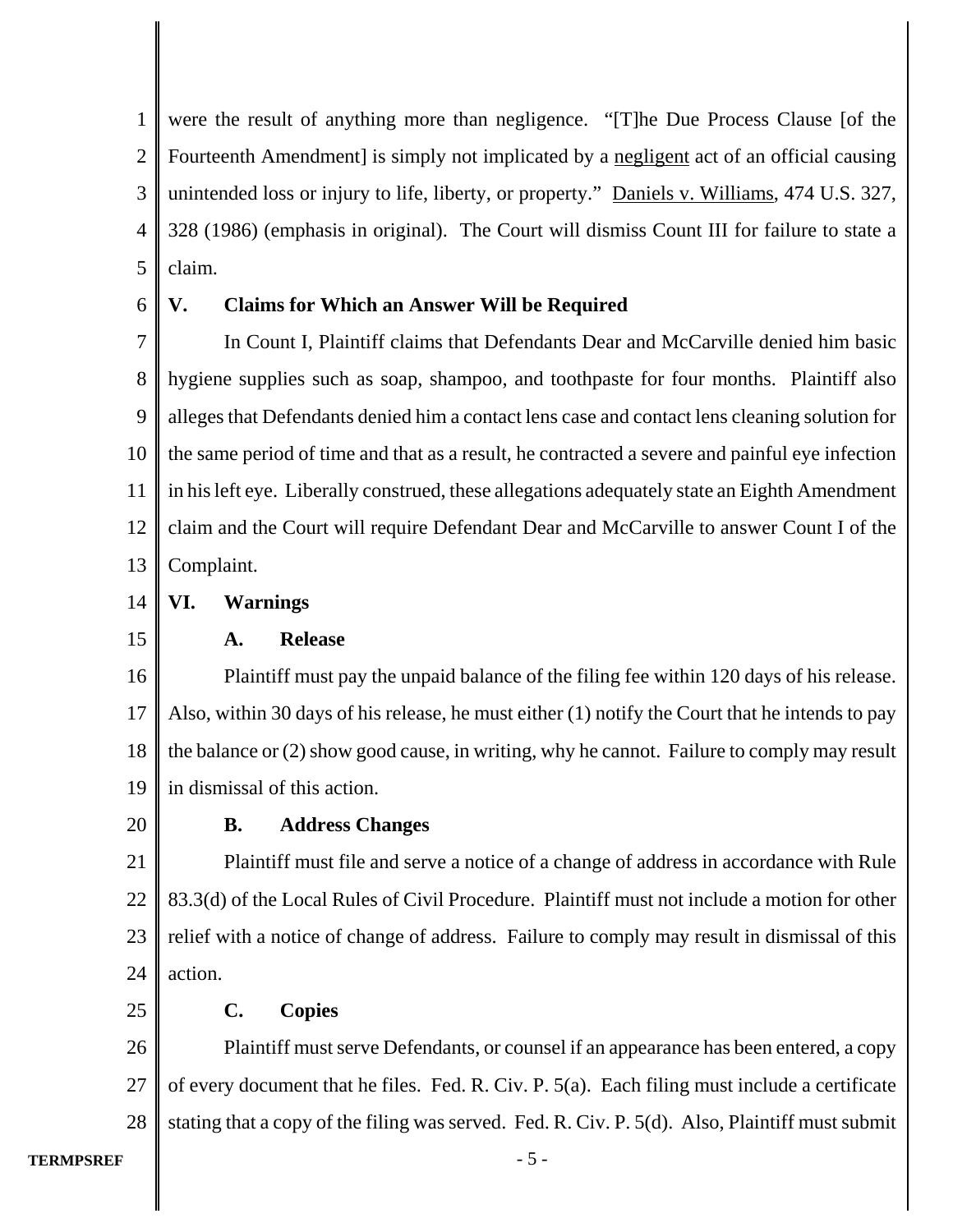were the result of anything more than negligence. "[T]he Due Process Clause [of the Fourteenth Amendment] is simply not implicated by a negligent act of an official causing unintended loss or injury to life, liberty, or property." Daniels v. Williams, 474 U.S. 327, 328 (1986) (emphasis in original). The Court will dismiss Count III for failure to state a claim.

## V. Claims for Which an Answer Will be Required

In Count I, Plaintiff claims that Defendants Dear and McCarville denied him basic hygiene supplies such as soap, shampoo, and toothpaste for four months. Plaintiff also alleges that Defendants denied him a contact lens case and contact lens cleaning solution for the same period of time and that as a result, he contracted a severe and painful eye infection in his left eye. Liberally construed, these allegations adequately state an Eighth Amendment claim and the Court will require Defendant Dear and McCarville to answer Count I of the Complaint.

## VI. Warnings

### A. Release

Plaintiff must pay the unpaid balance of the filing fee within 120 days of his release. Also, within 30 days of his release, he must either (1) notify the Court that he intends to pay the balance or (2) show good cause, in writing, why he cannot. Failure to comply may result in dismissal of this action.

### B. Address Changes

Plaintiff must file and serve a notice of a change of address in accordance with Rule 83.3(d) of the Local Rules of Civil Procedure. Plaintiff must not include a motion for other relief with a notice of change of address. Failure to comply may result in dismissal of this action.

### C. Copies

Plaintiff must serve Defendants, or counsel if an appearance has been entered, a copy of every document that he files. Fed. R. Civ. P. 5(a). Each filing must include a certificate stating that a copy of the filing was served. Fed. R. Civ. P. 5(d). Also, Plaintiff must submit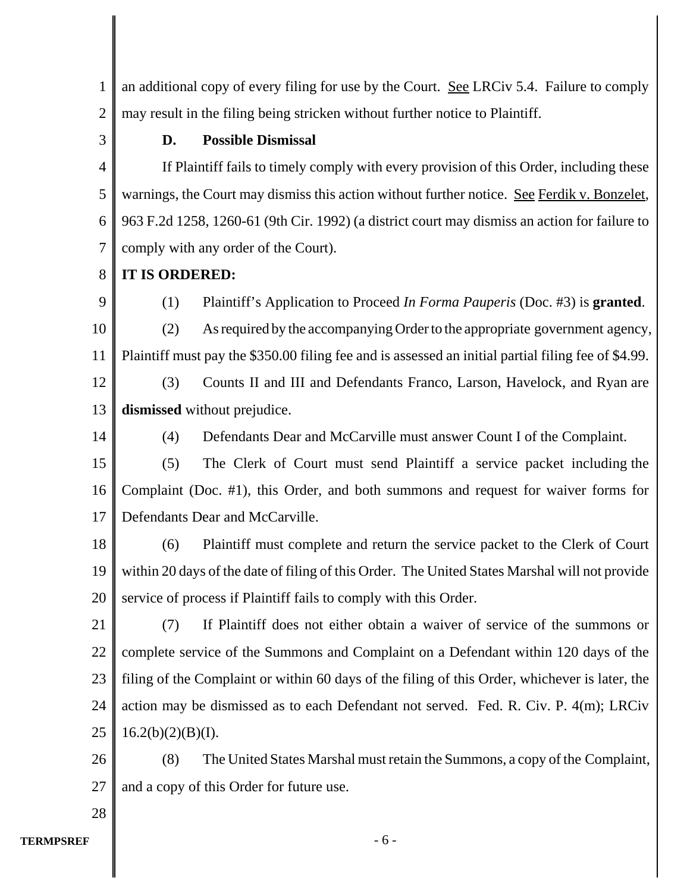an additional copy of every filing for use by the Court. See LRCiv 5.4. Failure to comply may result in the filing being stricken without further notice to Plaintiff.

### D. Possible Dismissal

If Plaintiff fails to timely comply with every provision of this Order, including these warnings, the Court may dismiss this action without further notice. See Ferdik v. Bonzelet, 963 F.2d 1258, 1260-61 (9th Cir. 1992) (a district court may dismiss an action for failure to comply with any order of the Court).

**IT IS ORDERED:**

(1) Plaintiff's Application to Proceed *In Forma Pauperis* (Doc. #3) is **granted**.

(2) As required by the accompanying Order to the appropriate government agency, Plaintiff must pay the $350.00 filing fee and is assessed an initial partial filing fee of $4.99.

(3) Counts II and III and Defendants Franco, Larson, Havelock, and Ryan are **dismissed** without prejudice.

(4) Defendants Dear and McCarville must answer Count I of the Complaint.

(5) The Clerk of Court must send Plaintiff a service packet including the Complaint (Doc. #1), this Order, and both summons and request for waiver forms for Defendants Dear and McCarville.

(6) Plaintiff must complete and return the service packet to the Clerk of Court within 20 days of the date of filing of this Order. The United States Marshal will not provide service of process if Plaintiff fails to comply with this Order.

(7) If Plaintiff does not either obtain a waiver of service of the summons or complete service of the Summons and Complaint on a Defendant within 120 days of the filing of the Complaint or within 60 days of the filing of this Order, whichever is later, the action may be dismissed as to each Defendant not served. Fed. R. Civ. P. 4(m); LRCiv 16.2(b)(2)(B)(I).

(8) The United States Marshal must retain the Summons, a copy of the Complaint, and a copy of this Order for future use.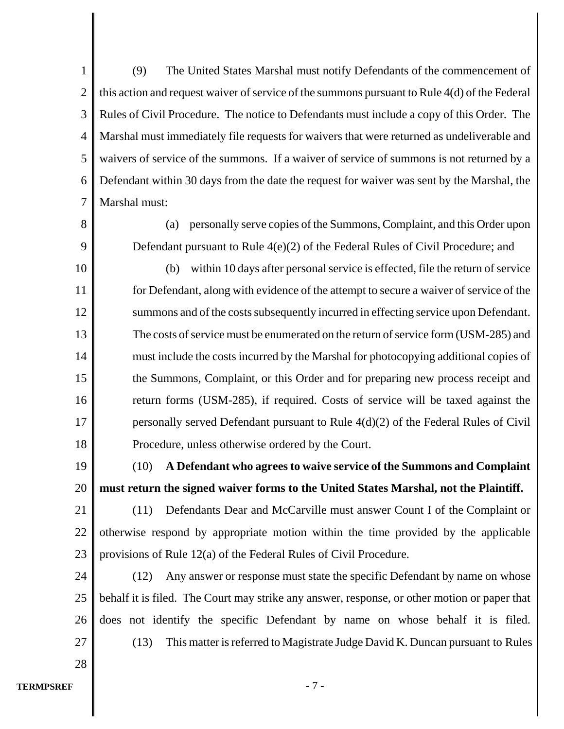(9) The United States Marshal must notify Defendants of the commencement of this action and request waiver of service of the summons pursuant to Rule 4(d) of the Federal Rules of Civil Procedure. The notice to Defendants must include a copy of this Order. The Marshal must immediately file requests for waivers that were returned as undeliverable and waivers of service of the summons. If a waiver of service of summons is not returned by a Defendant within 30 days from the date the request for waiver was sent by the Marshal, the Marshal must:

(a) personally serve copies of the Summons, Complaint, and this Order upon Defendant pursuant to Rule 4(e)(2) of the Federal Rules of Civil Procedure; and

(b) within 10 days after personal service is effected, file the return of service for Defendant, along with evidence of the attempt to secure a waiver of service of the summons and of the costs subsequently incurred in effecting service upon Defendant. The costs of service must be enumerated on the return of service form (USM-285) and must include the costs incurred by the Marshal for photocopying additional copies of the Summons, Complaint, or this Order and for preparing new process receipt and return forms (USM-285), if required. Costs of service will be taxed against the personally served Defendant pursuant to Rule 4(d)(2) of the Federal Rules of Civil Procedure, unless otherwise ordered by the Court.

(10) **A Defendant who agrees to waive service of the Summons and Complaint must return the signed waiver forms to the United States Marshal, not the Plaintiff.**

(11) Defendants Dear and McCarville must answer Count I of the Complaint or otherwise respond by appropriate motion within the time provided by the applicable provisions of Rule 12(a) of the Federal Rules of Civil Procedure.

(12) Any answer or response must state the specific Defendant by name on whose behalf it is filed. The Court may strike any answer, response, or other motion or paper that does not identify the specific Defendant by name on whose behalf it is filed.

(13) This matter is referred to Magistrate Judge David K. Duncan pursuant to Rules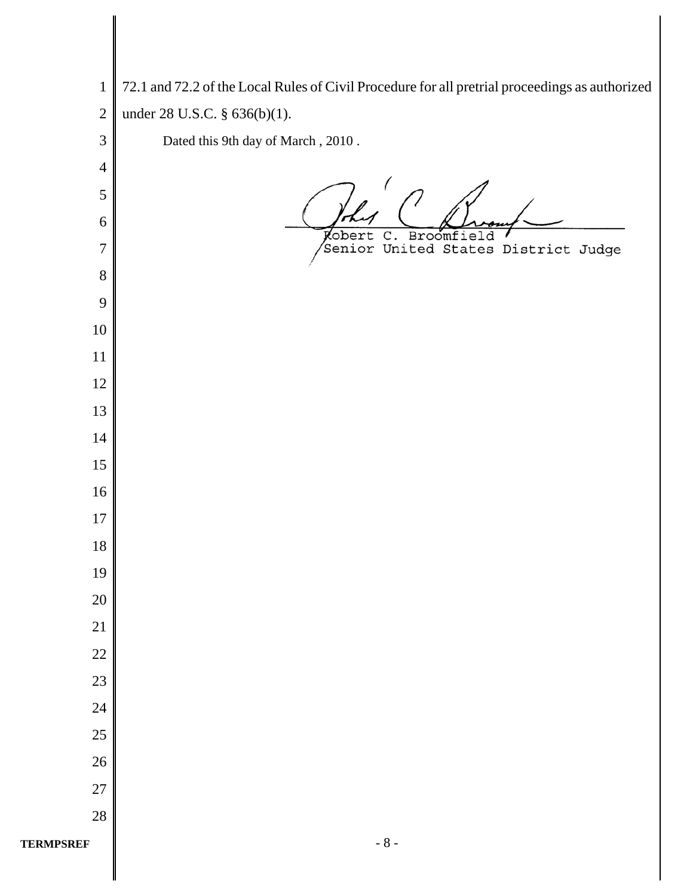72.1 and 72.2 of the Local Rules of Civil Procedure for all pretrial proceedings as authorized under 28 U.S.C. § 636(b)(1).

Dated this 9th day of March , 2010 .

Robert C. Broomfield
Senior United States District Judge